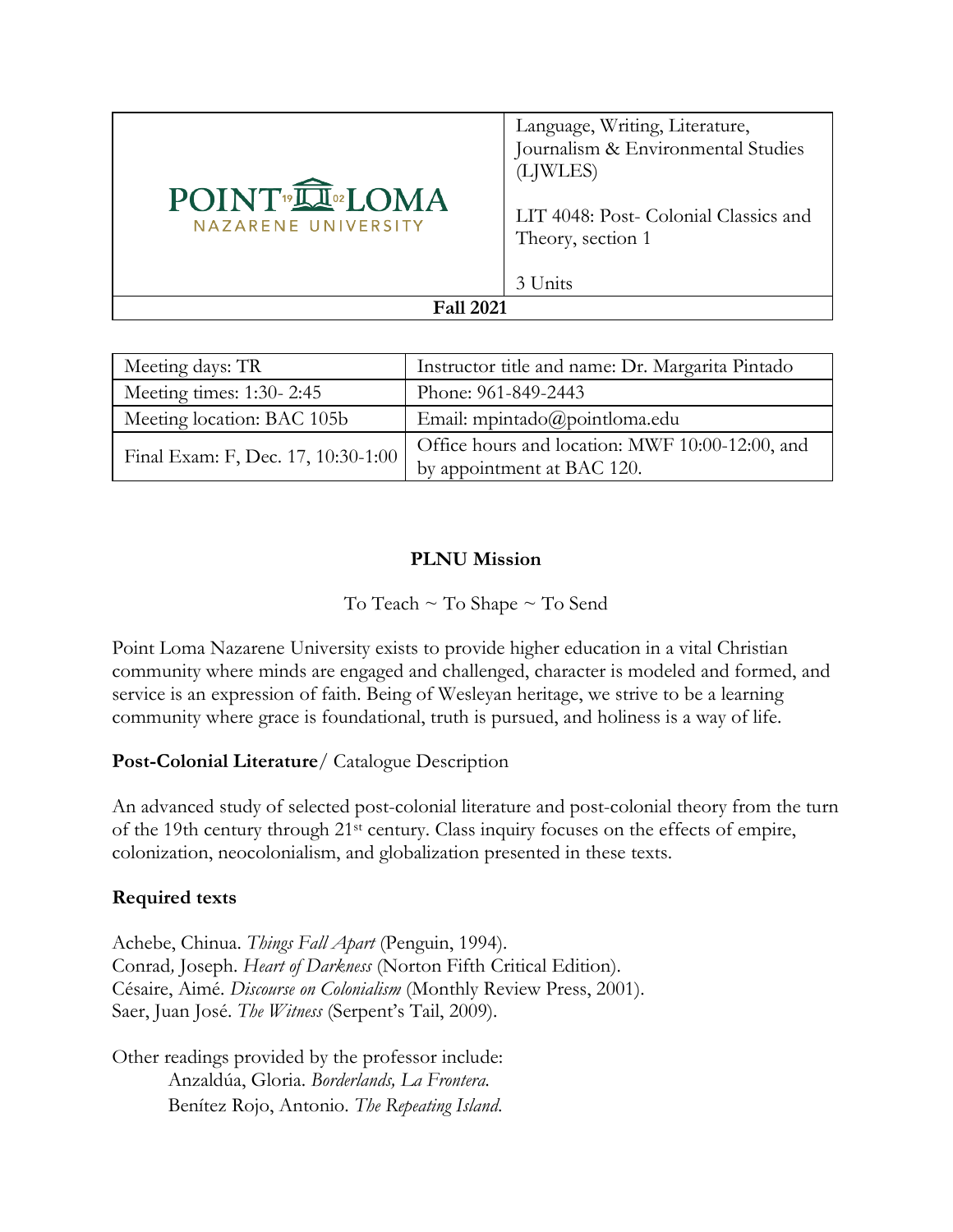| POINT LOMA NAZARENE UNIVERSITY | Language, Writing, Literature, Journalism & Environmental Studies (LJWLES)<br><br>LIT 4048: Post- Colonial Classics and Theory, section 1<br><br>3 Units |
|---|---|
| **Fall 2021** | |

| Meeting days: TR | Instructor title and name: Dr. Margarita Pintado |
|---|---|
| Meeting times: 1:30- 2:45 | Phone: 961-849-2443 |
| Meeting location: BAC 105b | Email: mpintado@pointloma.edu |
| Final Exam: F, Dec. 17, 10:30-1:00 | Office hours and location: MWF 10:00-12:00, and by appointment at BAC 120. |

## PLNU Mission

To Teach ~ To Shape ~ To Send

Point Loma Nazarene University exists to provide higher education in a vital Christian community where minds are engaged and challenged, character is modeled and formed, and service is an expression of faith. Being of Wesleyan heritage, we strive to be a learning community where grace is foundational, truth is pursued, and holiness is a way of life.

**Post-Colonial Literature**/ Catalogue Description

An advanced study of selected post-colonial literature and post-colonial theory from the turn of the 19th century through 21st century. Class inquiry focuses on the effects of empire, colonization, neocolonialism, and globalization presented in these texts.

**Required texts**

Achebe, Chinua. *Things Fall Apart* (Penguin, 1994).
Conrad, Joseph. *Heart of Darkness* (Norton Fifth Critical Edition).
Césaire, Aimé. *Discourse on Colonialism* (Monthly Review Press, 2001).
Saer, Juan José. *The Witness* (Serpent's Tail, 2009).

Other readings provided by the professor include:
Anzaldúa, Gloria. *Borderlands, La Frontera.*
Benítez Rojo, Antonio. *The Repeating Island.*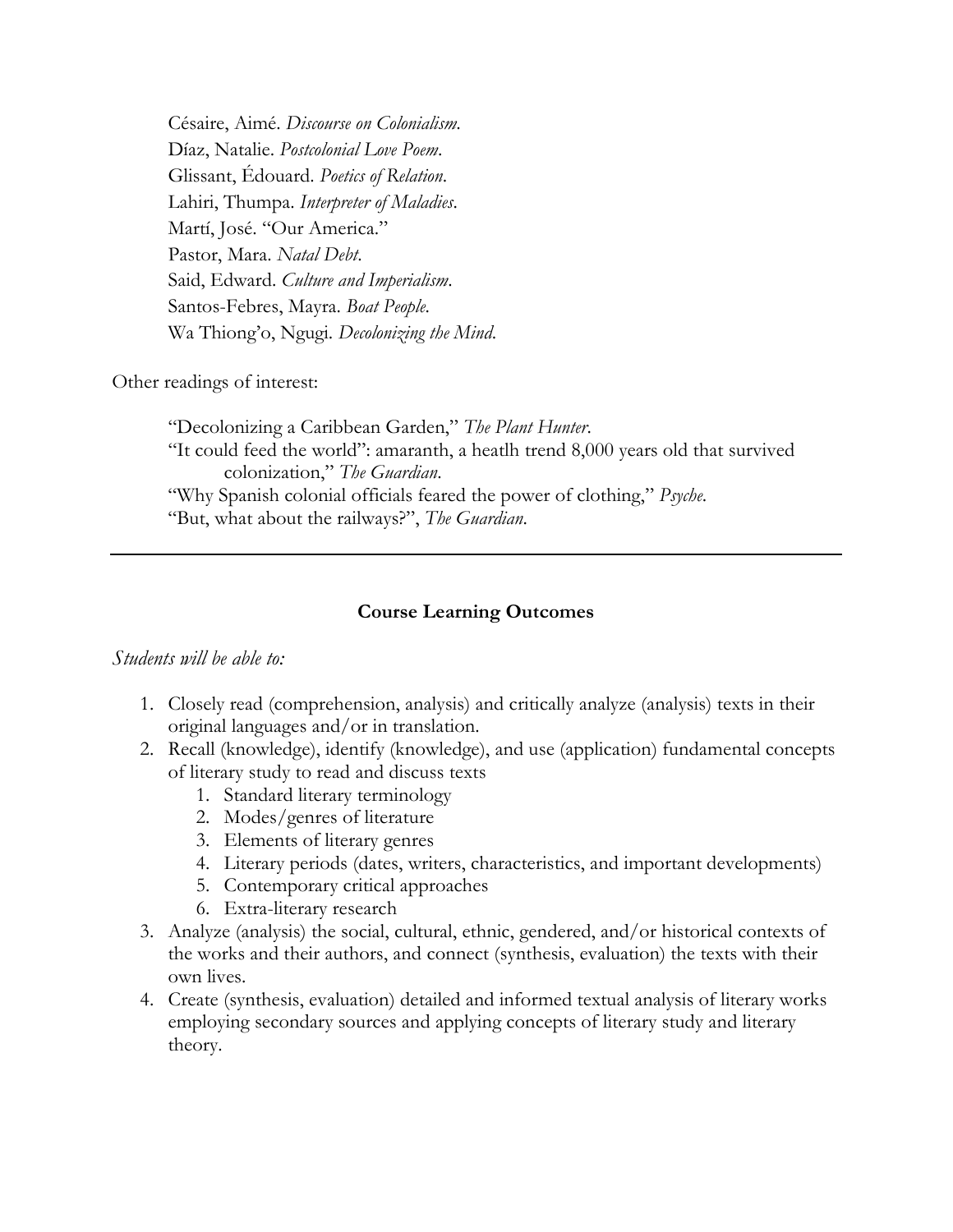Césaire, Aimé. *Discourse on Colonialism*.
Díaz, Natalie. *Postcolonial Love Poem*.
Glissant, Édouard. *Poetics of Relation*.
Lahiri, Thumpa. *Interpreter of Maladies*.
Martí, José. "Our America."
Pastor, Mara. *Natal Debt*.
Said, Edward. *Culture and Imperialism*.
Santos-Febres, Mayra. *Boat People*.
Wa Thiong'o, Ngugi. *Decolonizing the Mind*.

Other readings of interest:

"Decolonizing a Caribbean Garden," *The Plant Hunter*.
"It could feed the world": amaranth, a heatlh trend 8,000 years old that survived colonization," *The Guardian*.
"Why Spanish colonial officials feared the power of clothing," *Psyche*.
"But, what about the railways?", *The Guardian*.

---

**Course Learning Outcomes**

*Students will be able to:*

1. Closely read (comprehension, analysis) and critically analyze (analysis) texts in their original languages and/or in translation.
2. Recall (knowledge), identify (knowledge), and use (application) fundamental concepts of literary study to read and discuss texts
    1. Standard literary terminology
    2. Modes/genres of literature
    3. Elements of literary genres
    4. Literary periods (dates, writers, characteristics, and important developments)
    5. Contemporary critical approaches
    6. Extra-literary research
3. Analyze (analysis) the social, cultural, ethnic, gendered, and/or historical contexts of the works and their authors, and connect (synthesis, evaluation) the texts with their own lives.
4. Create (synthesis, evaluation) detailed and informed textual analysis of literary works employing secondary sources and applying concepts of literary study and literary theory.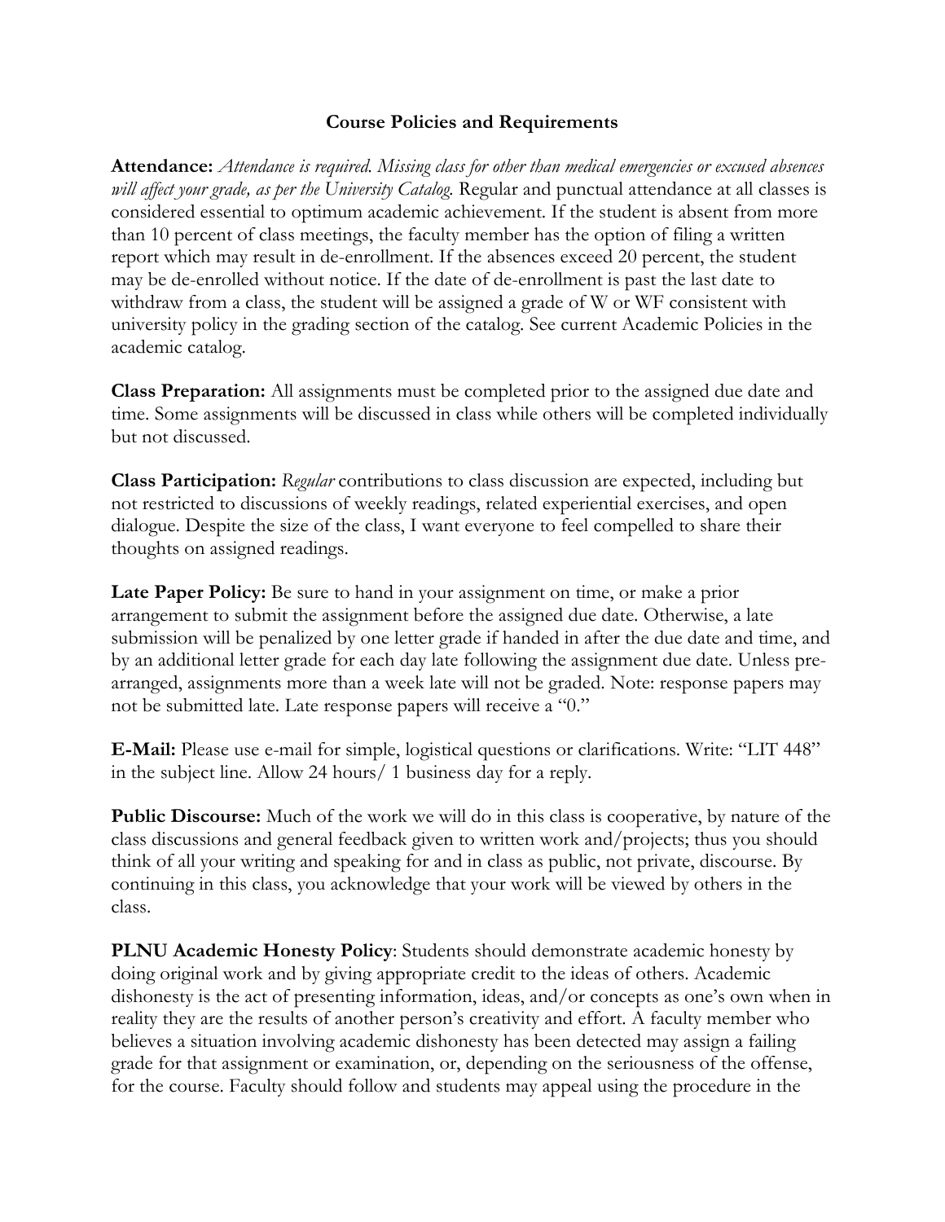## Course Policies and Requirements

**Attendance:** *Attendance is required. Missing class for other than medical emergencies or excused absences will affect your grade, as per the University Catalog.* Regular and punctual attendance at all classes is considered essential to optimum academic achievement. If the student is absent from more than 10 percent of class meetings, the faculty member has the option of filing a written report which may result in de-enrollment. If the absences exceed 20 percent, the student may be de-enrolled without notice. If the date of de-enrollment is past the last date to withdraw from a class, the student will be assigned a grade of W or WF consistent with university policy in the grading section of the catalog. See current Academic Policies in the academic catalog.

**Class Preparation:** All assignments must be completed prior to the assigned due date and time. Some assignments will be discussed in class while others will be completed individually but not discussed.

**Class Participation:** *Regular* contributions to class discussion are expected, including but not restricted to discussions of weekly readings, related experiential exercises, and open dialogue. Despite the size of the class, I want everyone to feel compelled to share their thoughts on assigned readings.

**Late Paper Policy:** Be sure to hand in your assignment on time, or make a prior arrangement to submit the assignment before the assigned due date. Otherwise, a late submission will be penalized by one letter grade if handed in after the due date and time, and by an additional letter grade for each day late following the assignment due date. Unless pre-arranged, assignments more than a week late will not be graded. Note: response papers may not be submitted late. Late response papers will receive a "0."

**E-Mail:** Please use e-mail for simple, logistical questions or clarifications. Write: "LIT 448" in the subject line. Allow 24 hours/ 1 business day for a reply.

**Public Discourse:** Much of the work we will do in this class is cooperative, by nature of the class discussions and general feedback given to written work and/projects; thus you should think of all your writing and speaking for and in class as public, not private, discourse. By continuing in this class, you acknowledge that your work will be viewed by others in the class.

**PLNU Academic Honesty Policy**: Students should demonstrate academic honesty by doing original work and by giving appropriate credit to the ideas of others. Academic dishonesty is the act of presenting information, ideas, and/or concepts as one's own when in reality they are the results of another person's creativity and effort. A faculty member who believes a situation involving academic dishonesty has been detected may assign a failing grade for that assignment or examination, or, depending on the seriousness of the offense, for the course. Faculty should follow and students may appeal using the procedure in the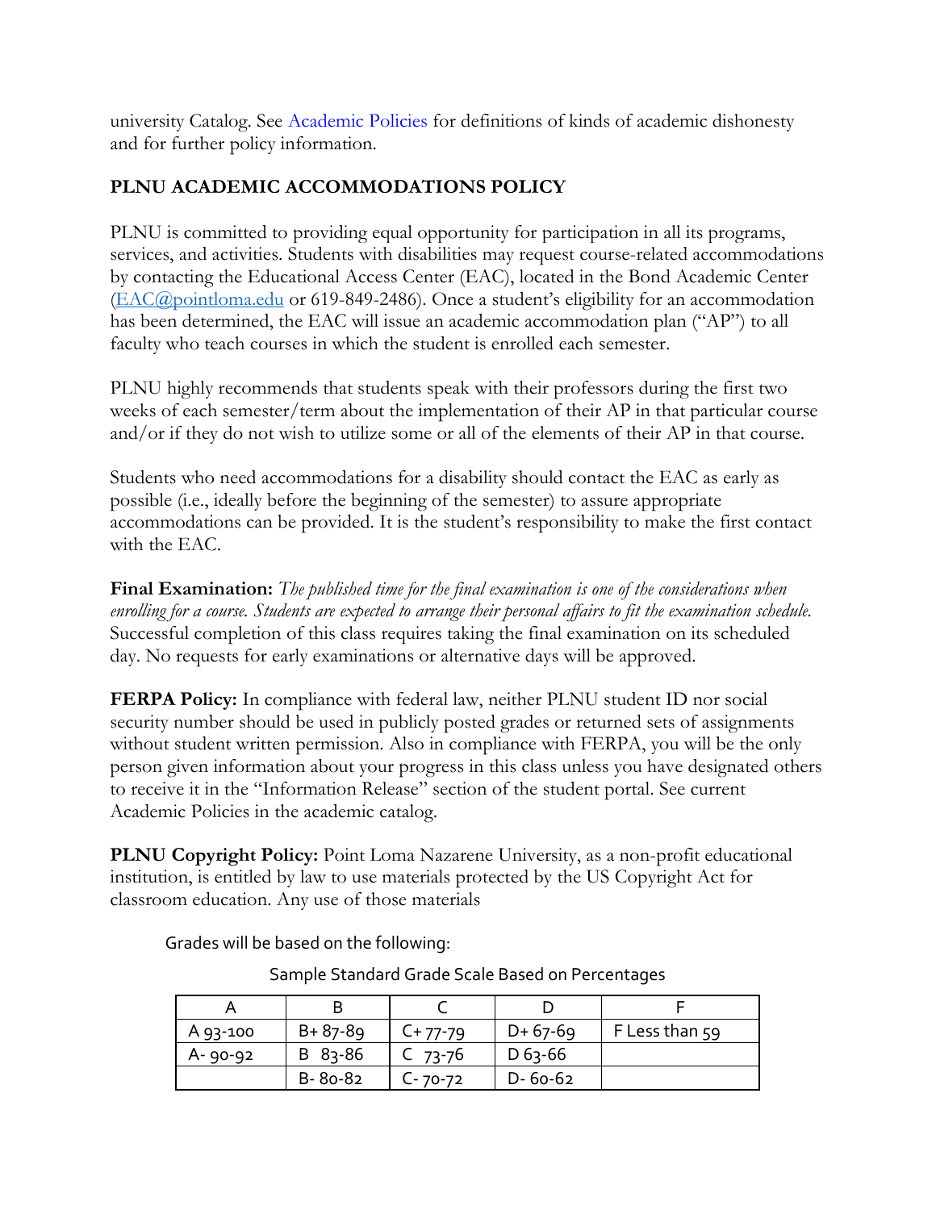university Catalog. See Academic Policies for definitions of kinds of academic dishonesty and for further policy information.

## PLNU ACADEMIC ACCOMMODATIONS POLICY

PLNU is committed to providing equal opportunity for participation in all its programs, services, and activities. Students with disabilities may request course-related accommodations by contacting the Educational Access Center (EAC), located in the Bond Academic Center (EAC@pointloma.edu or 619-849-2486). Once a student's eligibility for an accommodation has been determined, the EAC will issue an academic accommodation plan ("AP") to all faculty who teach courses in which the student is enrolled each semester.

PLNU highly recommends that students speak with their professors during the first two weeks of each semester/term about the implementation of their AP in that particular course and/or if they do not wish to utilize some or all of the elements of their AP in that course.

Students who need accommodations for a disability should contact the EAC as early as possible (i.e., ideally before the beginning of the semester) to assure appropriate accommodations can be provided. It is the student's responsibility to make the first contact with the EAC.

**Final Examination:** *The published time for the final examination is one of the considerations when enrolling for a course. Students are expected to arrange their personal affairs to fit the examination schedule.* Successful completion of this class requires taking the final examination on its scheduled day. No requests for early examinations or alternative days will be approved.

**FERPA Policy:** In compliance with federal law, neither PLNU student ID nor social security number should be used in publicly posted grades or returned sets of assignments without student written permission. Also in compliance with FERPA, you will be the only person given information about your progress in this class unless you have designated others to receive it in the "Information Release" section of the student portal. See current Academic Policies in the academic catalog.

**PLNU Copyright Policy:** Point Loma Nazarene University, as a non-profit educational institution, is entitled by law to use materials protected by the US Copyright Act for classroom education. Any use of those materials

Grades will be based on the following:

Sample Standard Grade Scale Based on Percentages

| A | B | C | D | F |
|---|---|---|---|---|
| A 93-100 | B+ 87-89 | C+ 77-79 | D+ 67-69 | F Less than 59 |
| A- 90-92 | B 83-86 | C 73-76 | D 63-66 | |
| | B- 80-82 | C- 70-72 | D- 60-62 | |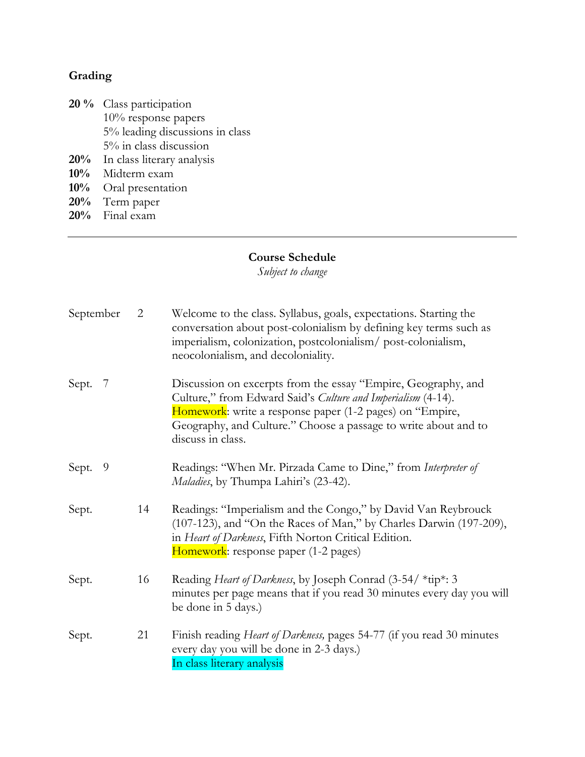## Grading

**20 %** Class participation
- 10% response papers
- 5% leading discussions in class
- 5% in class discussion

**20%** In class literary analysis
**10%** Midterm exam
**10%** Oral presentation
**20%** Term paper
**20%** Final exam

---

### Course Schedule

*Subject to change*

**September 2**
Welcome to the class. Syllabus, goals, expectations. Starting the conversation about post-colonialism by defining key terms such as imperialism, colonization, postcolonialism/ post-colonialism, neocolonialism, and decoloniality.

**Sept. 7**
Discussion on excerpts from the essay "Empire, Geography, and Culture," from Edward Said's *Culture and Imperialism* (4-14).
Homework: write a response paper (1-2 pages) on "Empire, Geography, and Culture." Choose a passage to write about and to discuss in class.

**Sept. 9**
Readings: "When Mr. Pirzada Came to Dine," from *Interpreter of Maladies*, by Thumpa Lahiri's (23-42).

**Sept. 14**
Readings: "Imperialism and the Congo," by David Van Reybrouck (107-123), and "On the Races of Man," by Charles Darwin (197-209), in *Heart of Darkness*, Fifth Norton Critical Edition.
Homework: response paper (1-2 pages)

**Sept. 16**
Reading *Heart of Darkness*, by Joseph Conrad (3-54/ *tip*: 3 minutes per page means that if you read 30 minutes every day you will be done in 5 days.)

**Sept. 21**
Finish reading *Heart of Darkness,* pages 54-77 (if you read 30 minutes every day you will be done in 2-3 days.)
In class literary analysis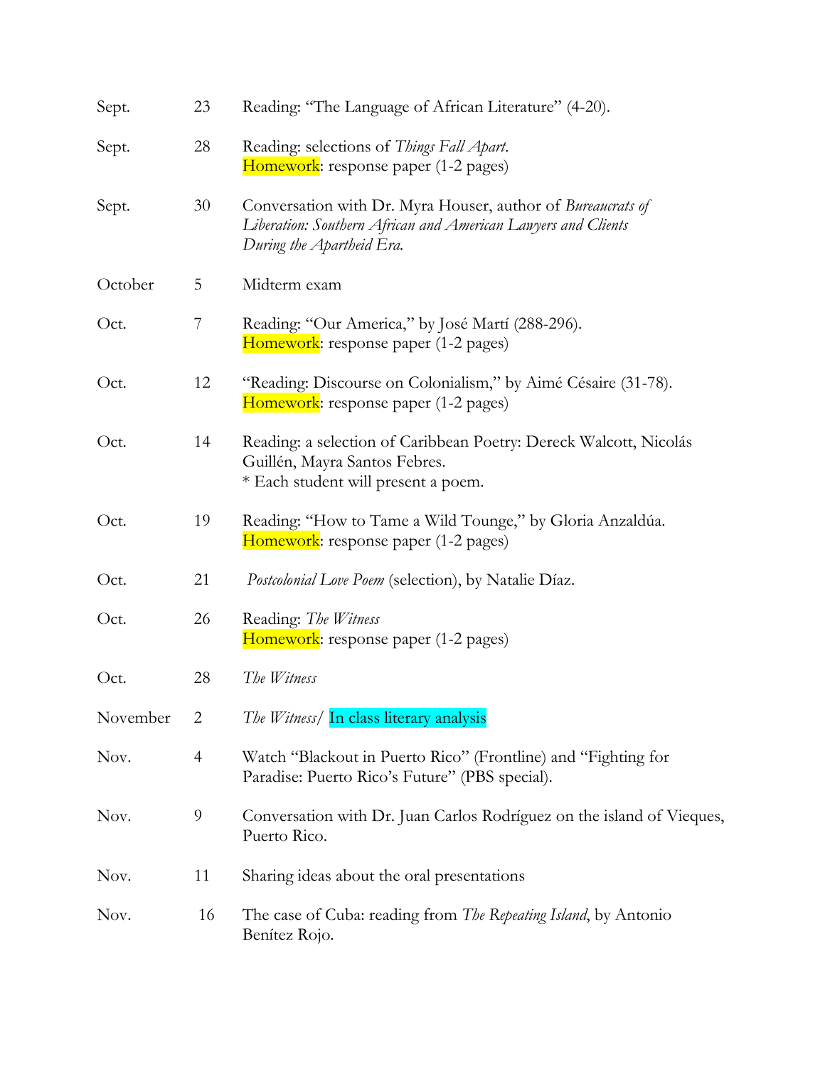| | | |
|---|---|---|
| Sept. | 23 | Reading: "The Language of African Literature" (4-20). |
| Sept. | 28 | Reading: selections of *Things Fall Apart*.<br>Homework: response paper (1-2 pages) |
| Sept. | 30 | Conversation with Dr. Myra Houser, author of *Bureaucrats of Liberation: Southern African and American Lawyers and Clients During the Apartheid Era.* |
| October | 5 | Midterm exam |
| Oct. | 7 | Reading: "Our America," by José Martí (288-296).<br>Homework: response paper (1-2 pages) |
| Oct. | 12 | "Reading: Discourse on Colonialism," by Aimé Césaire (31-78).<br>Homework: response paper (1-2 pages) |
| Oct. | 14 | Reading: a selection of Caribbean Poetry: Dereck Walcott, Nicolás Guillén, Mayra Santos Febres.<br>* Each student will present a poem. |
| Oct. | 19 | Reading: "How to Tame a Wild Tounge," by Gloria Anzaldúa.<br>Homework: response paper (1-2 pages) |
| Oct. | 21 | *Postcolonial Love Poem* (selection), by Natalie Díaz. |
| Oct. | 26 | Reading: *The Witness*<br>Homework: response paper (1-2 pages) |
| Oct. | 28 | *The Witness* |
| November | 2 | *The Witness*/ In class literary analysis |
| Nov. | 4 | Watch "Blackout in Puerto Rico" (Frontline) and "Fighting for Paradise: Puerto Rico's Future" (PBS special). |
| Nov. | 9 | Conversation with Dr. Juan Carlos Rodríguez on the island of Vieques, Puerto Rico. |
| Nov. | 11 | Sharing ideas about the oral presentations |
| Nov. | 16 | The case of Cuba: reading from *The Repeating Island*, by Antonio Benítez Rojo. |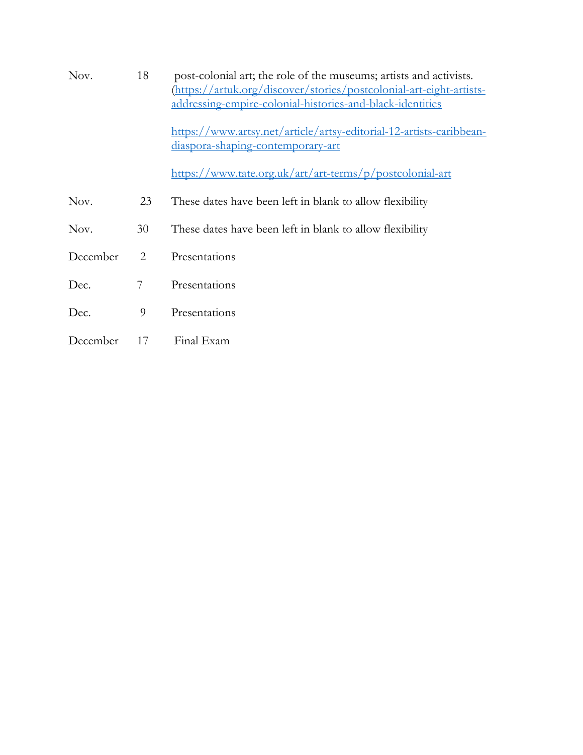| | | |
|---|---|---|
| Nov. | 18 | post-colonial art; the role of the museums; artists and activists. (https://artuk.org/discover/stories/postcolonial-art-eight-artists-addressing-empire-colonial-histories-and-black-identities<br><br>https://www.artsy.net/article/artsy-editorial-12-artists-caribbean-diaspora-shaping-contemporary-art<br><br>https://www.tate.org.uk/art/art-terms/p/postcolonial-art |
| Nov. | 23 | These dates have been left in blank to allow flexibility |
| Nov. | 30 | These dates have been left in blank to allow flexibility |
| December | 2 | Presentations |
| Dec. | 7 | Presentations |
| Dec. | 9 | Presentations |
| December | 17 | Final Exam |